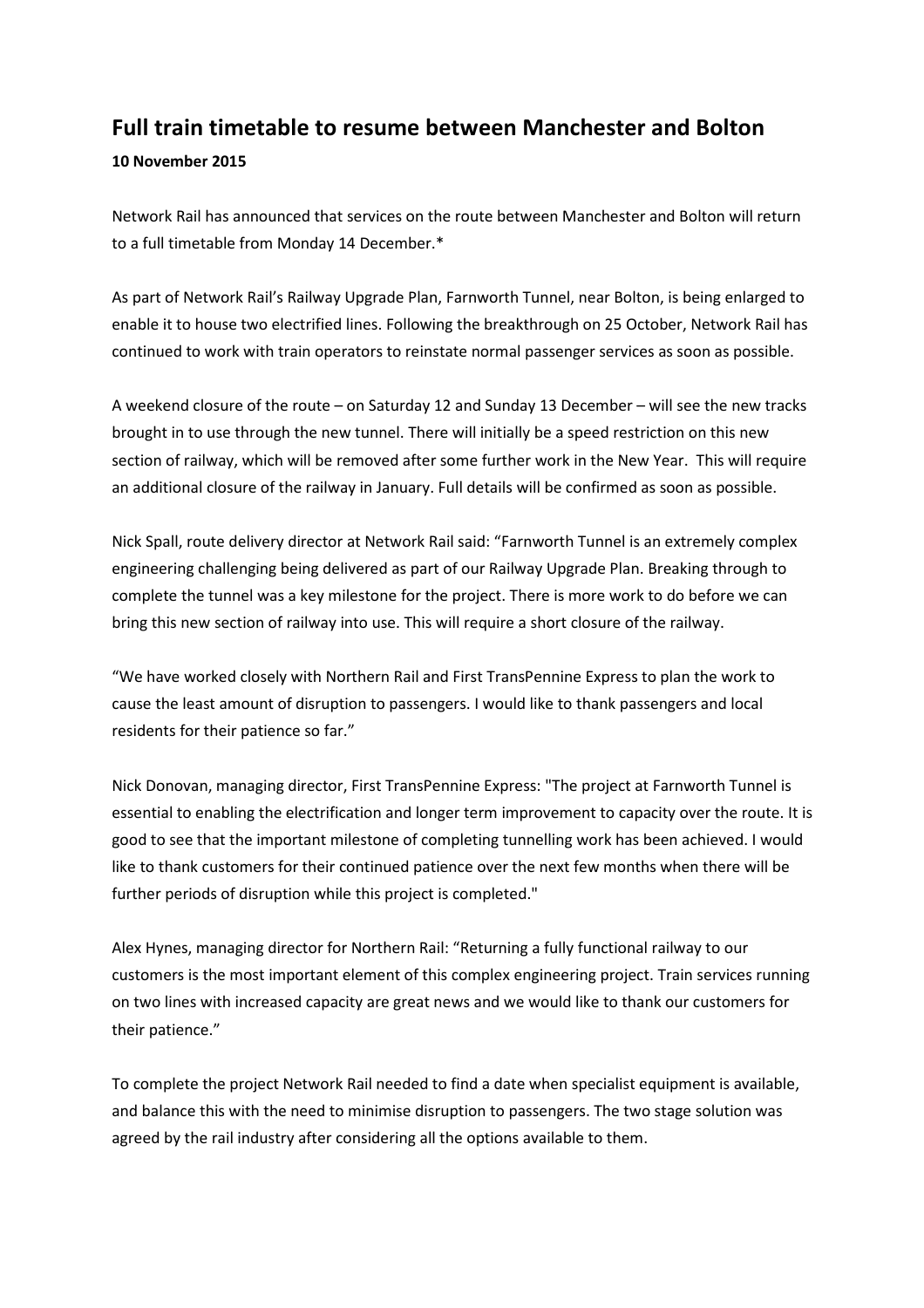# Full train timetable to resume between Manchester and Bolton

**10 November 2015**

Network Rail has announced that services on the route between Manchester and Bolton will return to a full timetable from Monday 14 December.*

As part of Network Rail's Railway Upgrade Plan, Farnworth Tunnel, near Bolton, is being enlarged to enable it to house two electrified lines. Following the breakthrough on 25 October, Network Rail has continued to work with train operators to reinstate normal passenger services as soon as possible.

A weekend closure of the route – on Saturday 12 and Sunday 13 December – will see the new tracks brought in to use through the new tunnel. There will initially be a speed restriction on this new section of railway, which will be removed after some further work in the New Year. This will require an additional closure of the railway in January. Full details will be confirmed as soon as possible.

Nick Spall, route delivery director at Network Rail said: "Farnworth Tunnel is an extremely complex engineering challenging being delivered as part of our Railway Upgrade Plan. Breaking through to complete the tunnel was a key milestone for the project. There is more work to do before we can bring this new section of railway into use. This will require a short closure of the railway.

"We have worked closely with Northern Rail and First TransPennine Express to plan the work to cause the least amount of disruption to passengers. I would like to thank passengers and local residents for their patience so far."

Nick Donovan, managing director, First TransPennine Express: "The project at Farnworth Tunnel is essential to enabling the electrification and longer term improvement to capacity over the route. It is good to see that the important milestone of completing tunnelling work has been achieved. I would like to thank customers for their continued patience over the next few months when there will be further periods of disruption while this project is completed."

Alex Hynes, managing director for Northern Rail: "Returning a fully functional railway to our customers is the most important element of this complex engineering project. Train services running on two lines with increased capacity are great news and we would like to thank our customers for their patience."

To complete the project Network Rail needed to find a date when specialist equipment is available, and balance this with the need to minimise disruption to passengers. The two stage solution was agreed by the rail industry after considering all the options available to them.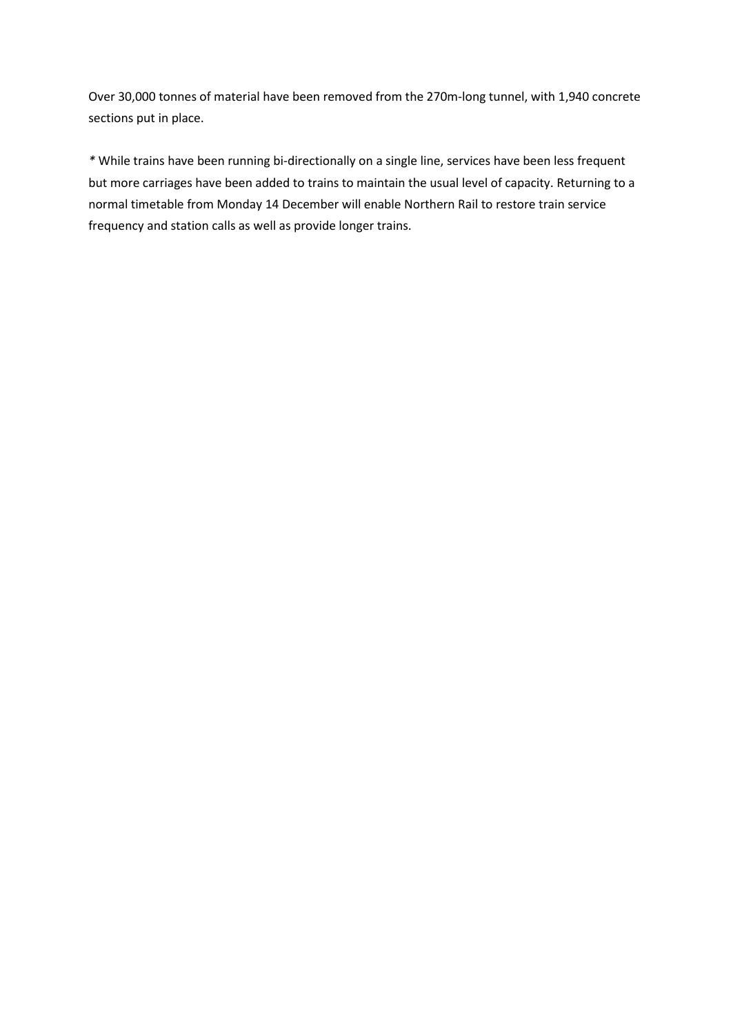Over 30,000 tonnes of material have been removed from the 270m-long tunnel, with 1,940 concrete sections put in place.

*\* While trains have been running bi-directionally on a single line, services have been less frequent but more carriages have been added to trains to maintain the usual level of capacity. Returning to a normal timetable from Monday 14 December will enable Northern Rail to restore train service frequency and station calls as well as provide longer trains.*